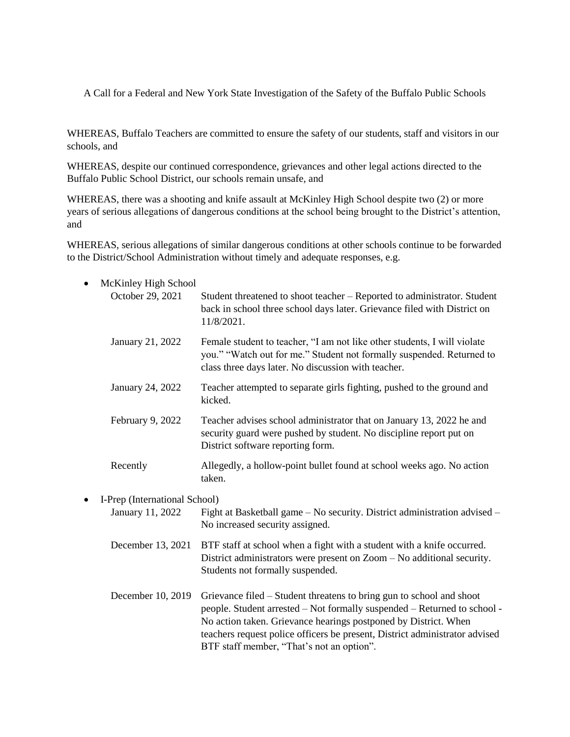# A Call for a Federal and New York State Investigation of the Safety of the Buffalo Public Schools

WHEREAS, Buffalo Teachers are committed to ensure the safety of our students, staff and visitors in our schools, and

WHEREAS, despite our continued correspondence, grievances and other legal actions directed to the Buffalo Public School District, our schools remain unsafe, and

WHEREAS, there was a shooting and knife assault at McKinley High School despite two (2) or more years of serious allegations of dangerous conditions at the school being brought to the District's attention, and

WHEREAS, serious allegations of similar dangerous conditions at other schools continue to be forwarded to the District/School Administration without timely and adequate responses, e.g.

- McKinley High School

| | |
|---|---|
| October 29, 2021 | Student threatened to shoot teacher – Reported to administrator. Student back in school three school days later. Grievance filed with District on 11/8/2021. |
| January 21, 2022 | Female student to teacher, "I am not like other students, I will violate you." "Watch out for me." Student not formally suspended. Returned to class three days later. No discussion with teacher. |
| January 24, 2022 | Teacher attempted to separate girls fighting, pushed to the ground and kicked. |
| February 9, 2022 | Teacher advises school administrator that on January 13, 2022 he and security guard were pushed by student. No discipline report put on District software reporting form. |
| Recently | Allegedly, a hollow-point bullet found at school weeks ago. No action taken. |

- I-Prep (International School)

| | |
|---|---|
| January 11, 2022 | Fight at Basketball game – No security. District administration advised – No increased security assigned. |
| December 13, 2021 | BTF staff at school when a fight with a student with a knife occurred. District administrators were present on Zoom – No additional security. Students not formally suspended. |
| December 10, 2019 | Grievance filed – Student threatens to bring gun to school and shoot people. Student arrested – Not formally suspended – Returned to school - No action taken. Grievance hearings postponed by District. When teachers request police officers be present, District administrator advised BTF staff member, "That's not an option". |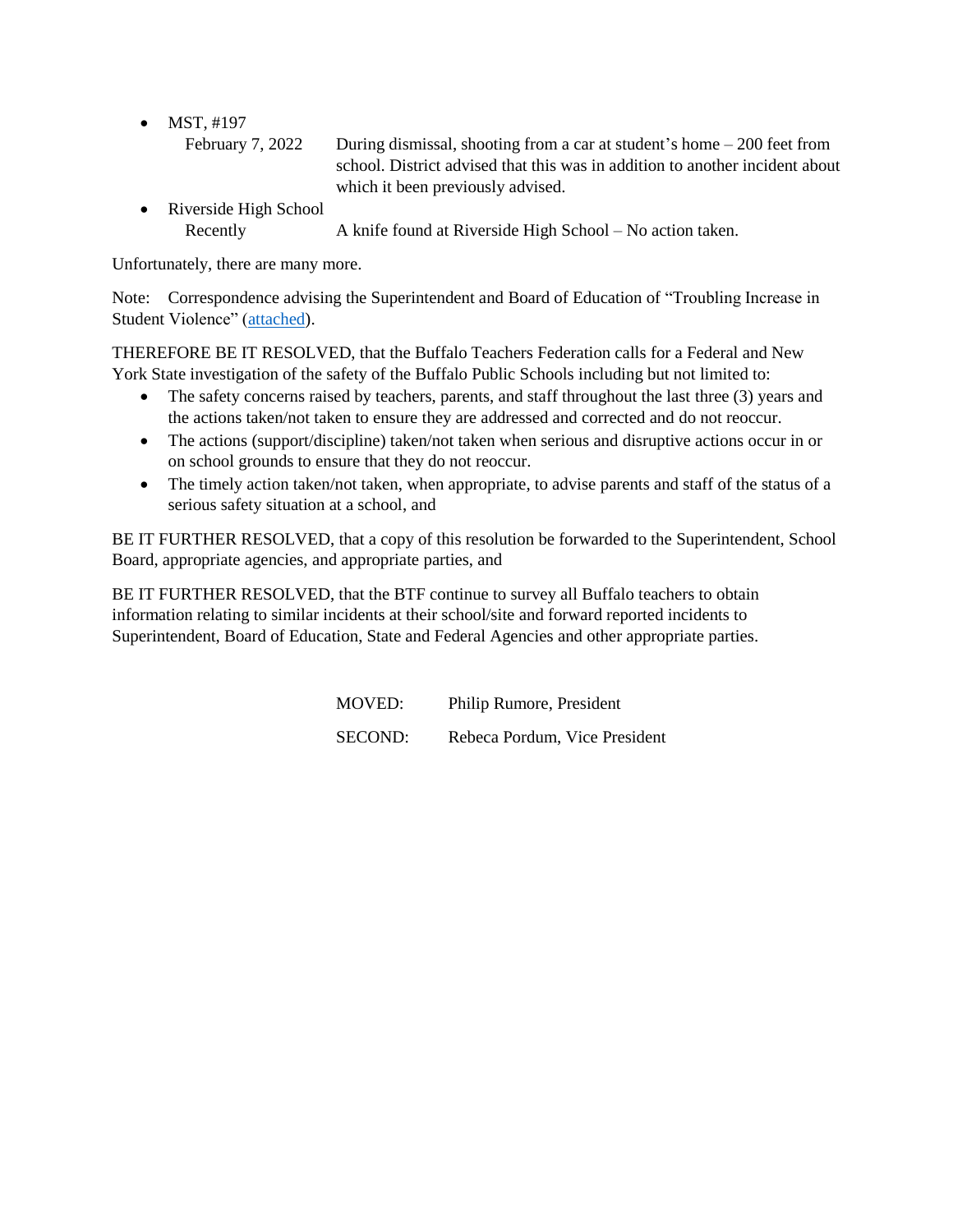- MST, #197
  February 7, 2022 During dismissal, shooting from a car at student's home – 200 feet from school. District advised that this was in addition to another incident about which it been previously advised.
- Riverside High School
  Recently A knife found at Riverside High School – No action taken.

Unfortunately, there are many more.

Note: Correspondence advising the Superintendent and Board of Education of "Troubling Increase in Student Violence" (attached).

THEREFORE BE IT RESOLVED, that the Buffalo Teachers Federation calls for a Federal and New York State investigation of the safety of the Buffalo Public Schools including but not limited to:

- The safety concerns raised by teachers, parents, and staff throughout the last three (3) years and the actions taken/not taken to ensure they are addressed and corrected and do not reoccur.
- The actions (support/discipline) taken/not taken when serious and disruptive actions occur in or on school grounds to ensure that they do not reoccur.
- The timely action taken/not taken, when appropriate, to advise parents and staff of the status of a serious safety situation at a school, and

BE IT FURTHER RESOLVED, that a copy of this resolution be forwarded to the Superintendent, School Board, appropriate agencies, and appropriate parties, and

BE IT FURTHER RESOLVED, that the BTF continue to survey all Buffalo teachers to obtain information relating to similar incidents at their school/site and forward reported incidents to Superintendent, Board of Education, State and Federal Agencies and other appropriate parties.

MOVED: Philip Rumore, President

SECOND: Rebeca Pordum, Vice President